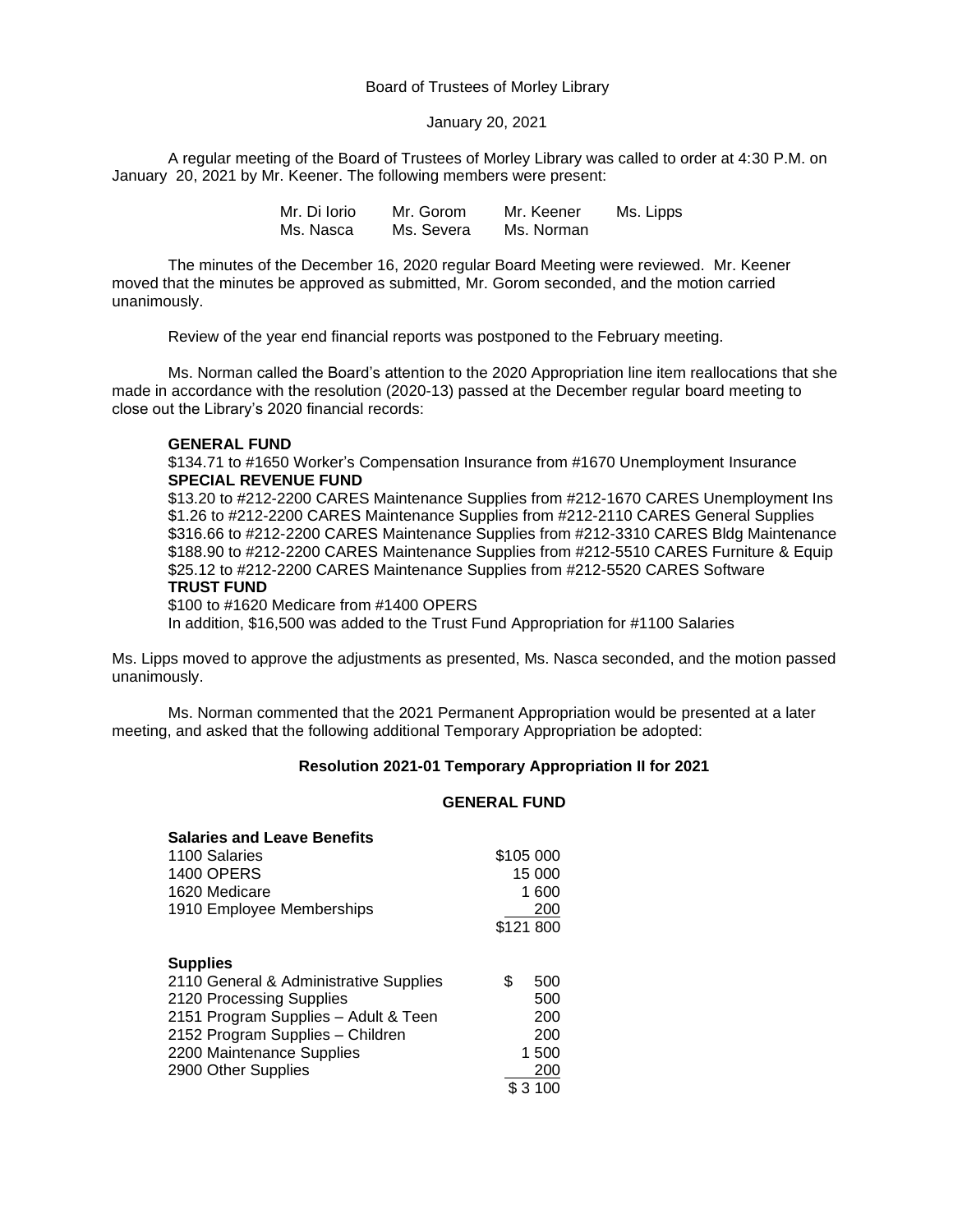Board of Trustees of Morley Library

January 20, 2021

A regular meeting of the Board of Trustees of Morley Library was called to order at 4:30 P.M. on January 20, 2021 by Mr. Keener. The following members were present:

| | | | |
|---|---|---|---|
| Mr. Di Iorio | Mr. Gorom | Mr. Keener | Ms. Lipps |
| Ms. Nasca | Ms. Severa | Ms. Norman | |

The minutes of the December 16, 2020 regular Board Meeting were reviewed. Mr. Keener moved that the minutes be approved as submitted, Mr. Gorom seconded, and the motion carried unanimously.

Review of the year end financial reports was postponed to the February meeting.

Ms. Norman called the Board's attention to the 2020 Appropriation line item reallocations that she made in accordance with the resolution (2020-13) passed at the December regular board meeting to close out the Library's 2020 financial records:

**GENERAL FUND**
$134.71 to #1650 Worker's Compensation Insurance from #1670 Unemployment Insurance
**SPECIAL REVENUE FUND**
$13.20 to #212-2200 CARES Maintenance Supplies from #212-1670 CARES Unemployment Ins
$1.26 to #212-2200 CARES Maintenance Supplies from #212-2110 CARES General Supplies
$316.66 to #212-2200 CARES Maintenance Supplies from #212-3310 CARES Bldg Maintenance
$188.90 to #212-2200 CARES Maintenance Supplies from #212-5510 CARES Furniture & Equip
$25.12 to #212-2200 CARES Maintenance Supplies from #212-5520 CARES Software
**TRUST FUND**
$100 to #1620 Medicare from #1400 OPERS
In addition, $16,500 was added to the Trust Fund Appropriation for #1100 Salaries

Ms. Lipps moved to approve the adjustments as presented, Ms. Nasca seconded, and the motion passed unanimously.

Ms. Norman commented that the 2021 Permanent Appropriation would be presented at a later meeting, and asked that the following additional Temporary Appropriation be adopted:

**Resolution 2021-01 Temporary Appropriation II for 2021**

**GENERAL FUND**

| **Salaries and Leave Benefits** | |
|---|---|
| 1100 Salaries | $105 000 |
| 1400 OPERS | 15 000 |
| 1620 Medicare | 1 600 |
| 1910 Employee Memberships | 200 |
| | $121 800 |

| **Supplies** | |
|---|---|
| 2110 General & Administrative Supplies | $ 500 |
| 2120 Processing Supplies | 500 |
| 2151 Program Supplies – Adult & Teen | 200 |
| 2152 Program Supplies – Children | 200 |
| 2200 Maintenance Supplies | 1 500 |
| 2900 Other Supplies | 200 |
| | $ 3 100 |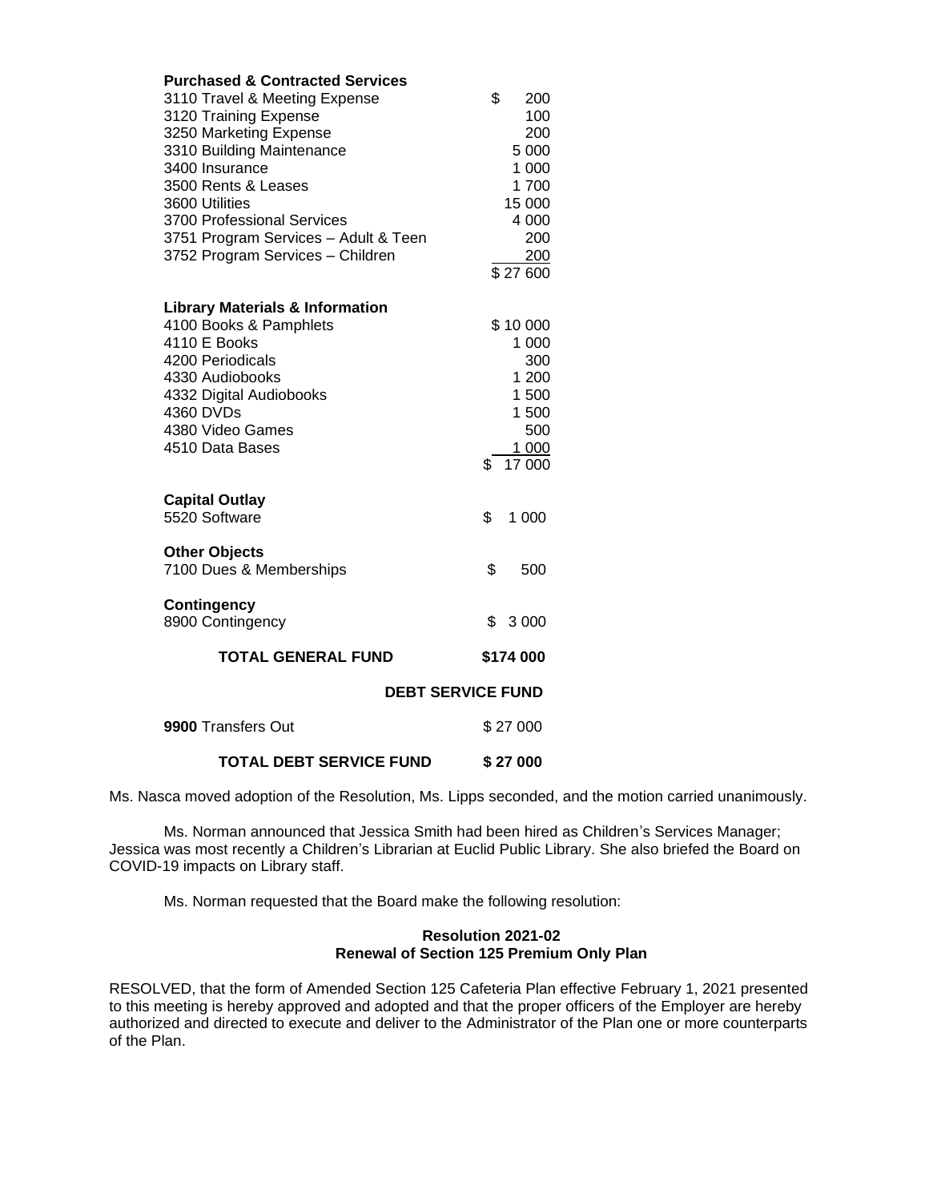| **Purchased & Contracted Services** | |
|---|---|
| 3110 Travel & Meeting Expense | $ 200 |
| 3120 Training Expense | 100 |
| 3250 Marketing Expense | 200 |
| 3310 Building Maintenance | 5 000 |
| 3400 Insurance | 1 000 |
| 3500 Rents & Leases | 1 700 |
| 3600 Utilities | 15 000 |
| 3700 Professional Services | 4 000 |
| 3751 Program Services – Adult & Teen | 200 |
| 3752 Program Services – Children | 200 |
| | $ 27 600 |
| **Library Materials & Information** | |
| 4100 Books & Pamphlets | $ 10 000 |
| 4110 E Books | 1 000 |
| 4200 Periodicals | 300 |
| 4330 Audiobooks | 1 200 |
| 4332 Digital Audiobooks | 1 500 |
| 4360 DVDs | 1 500 |
| 4380 Video Games | 500 |
| 4510 Data Bases | 1 000 |
| | $ 17 000 |
| **Capital Outlay** | |
| 5520 Software | $ 1 000 |
| **Other Objects** | |
| 7100 Dues & Memberships | $ 500 |
| **Contingency** | |
| 8900 Contingency | $ 3 000 |
| **TOTAL GENERAL FUND** | **$174 000** |

**DEBT SERVICE FUND**

| | |
|---|---|
| **9900** Transfers Out | $ 27 000 |
| **TOTAL DEBT SERVICE FUND** | **$ 27 000** |

Ms. Nasca moved adoption of the Resolution, Ms. Lipps seconded, and the motion carried unanimously.

Ms. Norman announced that Jessica Smith had been hired as Children's Services Manager; Jessica was most recently a Children's Librarian at Euclid Public Library. She also briefed the Board on COVID-19 impacts on Library staff.

Ms. Norman requested that the Board make the following resolution:

**Resolution 2021-02**
**Renewal of Section 125 Premium Only Plan**

RESOLVED, that the form of Amended Section 125 Cafeteria Plan effective February 1, 2021 presented to this meeting is hereby approved and adopted and that the proper officers of the Employer are hereby authorized and directed to execute and deliver to the Administrator of the Plan one or more counterparts of the Plan.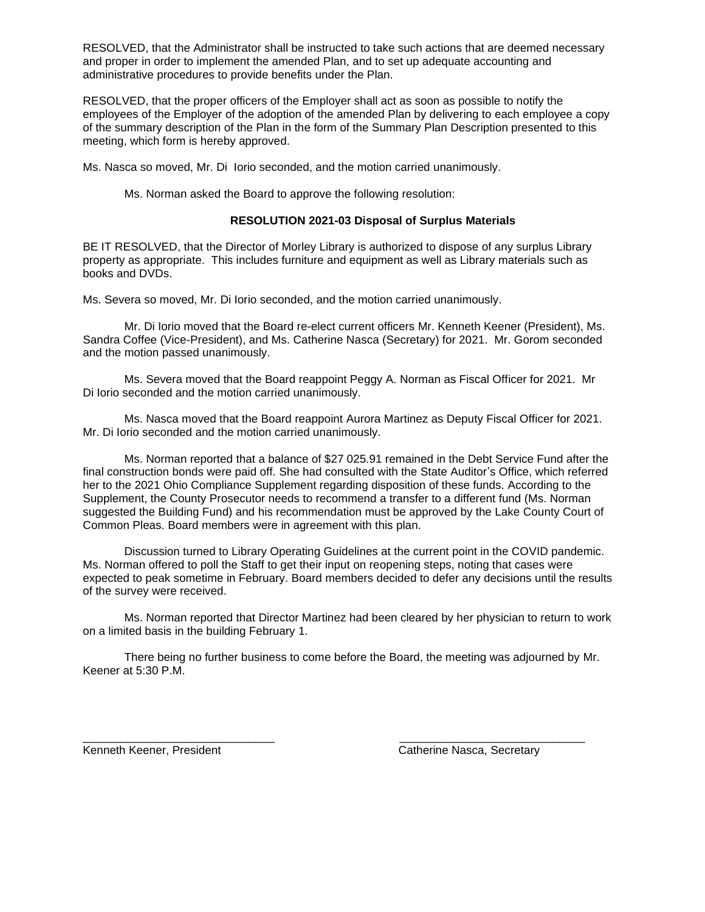RESOLVED, that the Administrator shall be instructed to take such actions that are deemed necessary and proper in order to implement the amended Plan, and to set up adequate accounting and administrative procedures to provide benefits under the Plan.

RESOLVED, that the proper officers of the Employer shall act as soon as possible to notify the employees of the Employer of the adoption of the amended Plan by delivering to each employee a copy of the summary description of the Plan in the form of the Summary Plan Description presented to this meeting, which form is hereby approved.

Ms. Nasca so moved, Mr. Di Iorio seconded, and the motion carried unanimously.

Ms. Norman asked the Board to approve the following resolution:

**RESOLUTION 2021-03 Disposal of Surplus Materials**

BE IT RESOLVED, that the Director of Morley Library is authorized to dispose of any surplus Library property as appropriate. This includes furniture and equipment as well as Library materials such as books and DVDs.

Ms. Severa so moved, Mr. Di Iorio seconded, and the motion carried unanimously.

Mr. Di Iorio moved that the Board re-elect current officers Mr. Kenneth Keener (President), Ms. Sandra Coffee (Vice-President), and Ms. Catherine Nasca (Secretary) for 2021. Mr. Gorom seconded and the motion passed unanimously.

Ms. Severa moved that the Board reappoint Peggy A. Norman as Fiscal Officer for 2021. Mr Di Iorio seconded and the motion carried unanimously.

Ms. Nasca moved that the Board reappoint Aurora Martinez as Deputy Fiscal Officer for 2021. Mr. Di Iorio seconded and the motion carried unanimously.

Ms. Norman reported that a balance of $27 025.91 remained in the Debt Service Fund after the final construction bonds were paid off. She had consulted with the State Auditor's Office, which referred her to the 2021 Ohio Compliance Supplement regarding disposition of these funds. According to the Supplement, the County Prosecutor needs to recommend a transfer to a different fund (Ms. Norman suggested the Building Fund) and his recommendation must be approved by the Lake County Court of Common Pleas. Board members were in agreement with this plan.

Discussion turned to Library Operating Guidelines at the current point in the COVID pandemic. Ms. Norman offered to poll the Staff to get their input on reopening steps, noting that cases were expected to peak sometime in February. Board members decided to defer any decisions until the results of the survey were received.

Ms. Norman reported that Director Martinez had been cleared by her physician to return to work on a limited basis in the building February 1.

There being no further business to come before the Board, the meeting was adjourned by Mr. Keener at 5:30 P.M.

\_\_\_\_\_\_\_\_\_\_\_\_\_\_\_\_\_\_\_\_\_\_\_\_\_\_\_\_\_\_
Kenneth Keener, President

\_\_\_\_\_\_\_\_\_\_\_\_\_\_\_\_\_\_\_\_\_\_\_\_\_\_\_\_\_\_
Catherine Nasca, Secretary